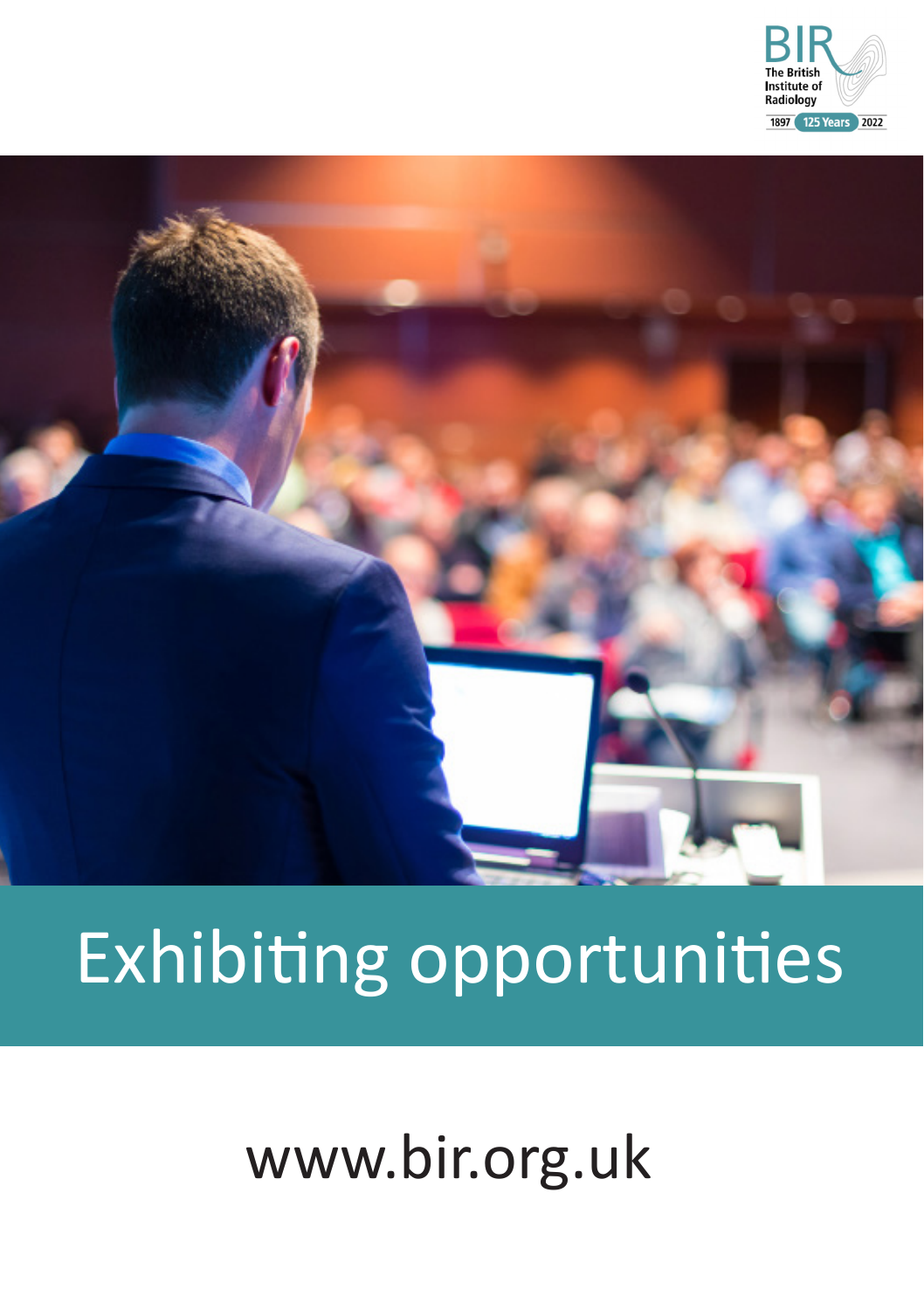BIR The British Institute of Radiology 1897 125 Years 2022

# Exhibiting opportunities

www.bir.org.uk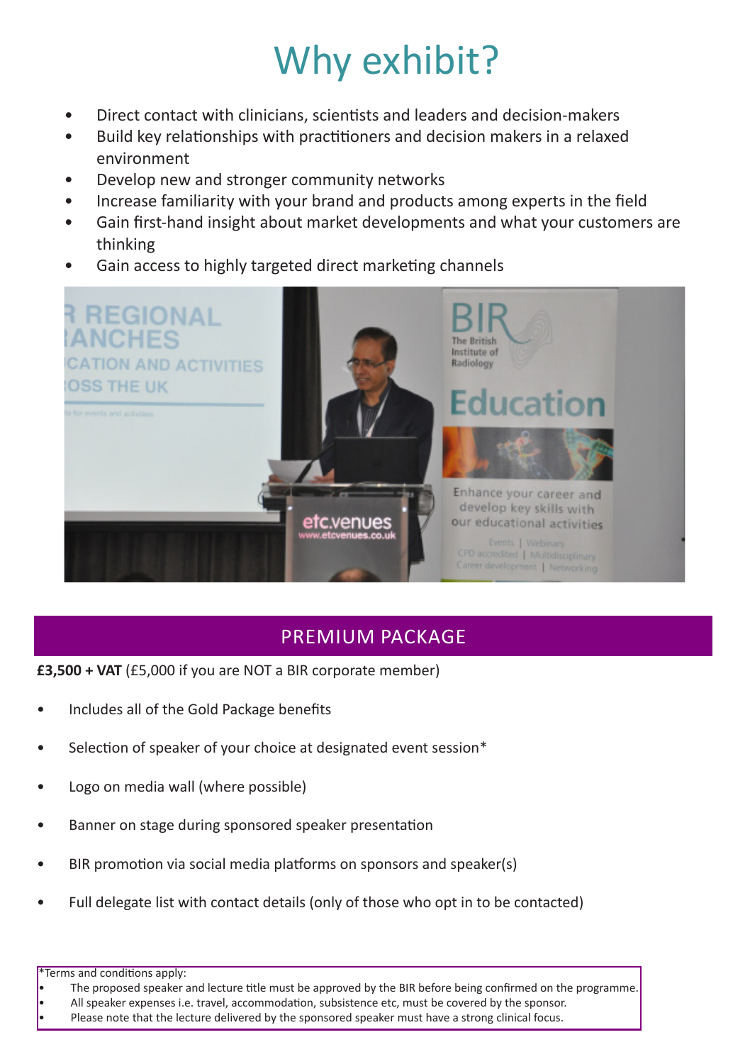# Why exhibit?

- Direct contact with clinicians, scientists and leaders and decision-makers
- Build key relationships with practitioners and decision makers in a relaxed environment
- Develop new and stronger community networks
- Increase familiarity with your brand and products among experts in the field
- Gain first-hand insight about market developments and what your customers are thinking
- Gain access to highly targeted direct marketing channels

## PREMIUM PACKAGE

**£3,500 + VAT** (£5,000 if you are NOT a BIR corporate member)

- Includes all of the Gold Package benefits
- Selection of speaker of your choice at designated event session*
- Logo on media wall (where possible)
- Banner on stage during sponsored speaker presentation
- BIR promotion via social media platforms on sponsors and speaker(s)
- Full delegate list with contact details (only of those who opt in to be contacted)

*Terms and conditions apply:

- The proposed speaker and lecture title must be approved by the BIR before being confirmed on the programme.
- All speaker expenses i.e. travel, accommodation, subsistence etc, must be covered by the sponsor.
- Please note that the lecture delivered by the sponsored speaker must have a strong clinical focus.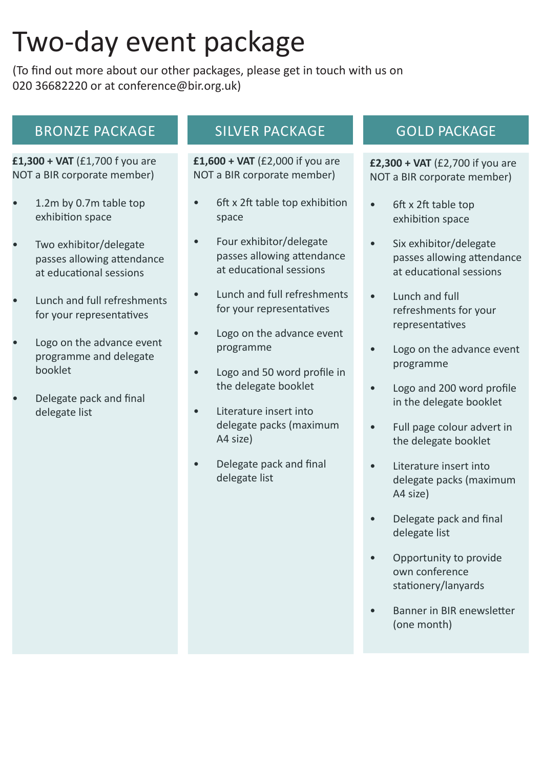# Two-day event package

(To find out more about our other packages, please get in touch with us on 020 36682220 or at conference@bir.org.uk)

## BRONZE PACKAGE

**£1,300 + VAT** (£1,700 f you are NOT a BIR corporate member)

- 1.2m by 0.7m table top exhibition space
- Two exhibitor/delegate passes allowing attendance at educational sessions
- Lunch and full refreshments for your representatives
- Logo on the advance event programme and delegate booklet
- Delegate pack and final delegate list

## SILVER PACKAGE

**£1,600 + VAT** (£2,000 if you are NOT a BIR corporate member)

- 6ft x 2ft table top exhibition space
- Four exhibitor/delegate passes allowing attendance at educational sessions
- Lunch and full refreshments for your representatives
- Logo on the advance event programme
- Logo and 50 word profile in the delegate booklet
- Literature insert into delegate packs (maximum A4 size)
- Delegate pack and final delegate list

## GOLD PACKAGE

**£2,300 + VAT** (£2,700 if you are NOT a BIR corporate member)

- 6ft x 2ft table top exhibition space
- Six exhibitor/delegate passes allowing attendance at educational sessions
- Lunch and full refreshments for your representatives
- Logo on the advance event programme
- Logo and 200 word profile in the delegate booklet
- Full page colour advert in the delegate booklet
- Literature insert into delegate packs (maximum A4 size)
- Delegate pack and final delegate list
- Opportunity to provide own conference stationery/lanyards
- Banner in BIR enewsletter (one month)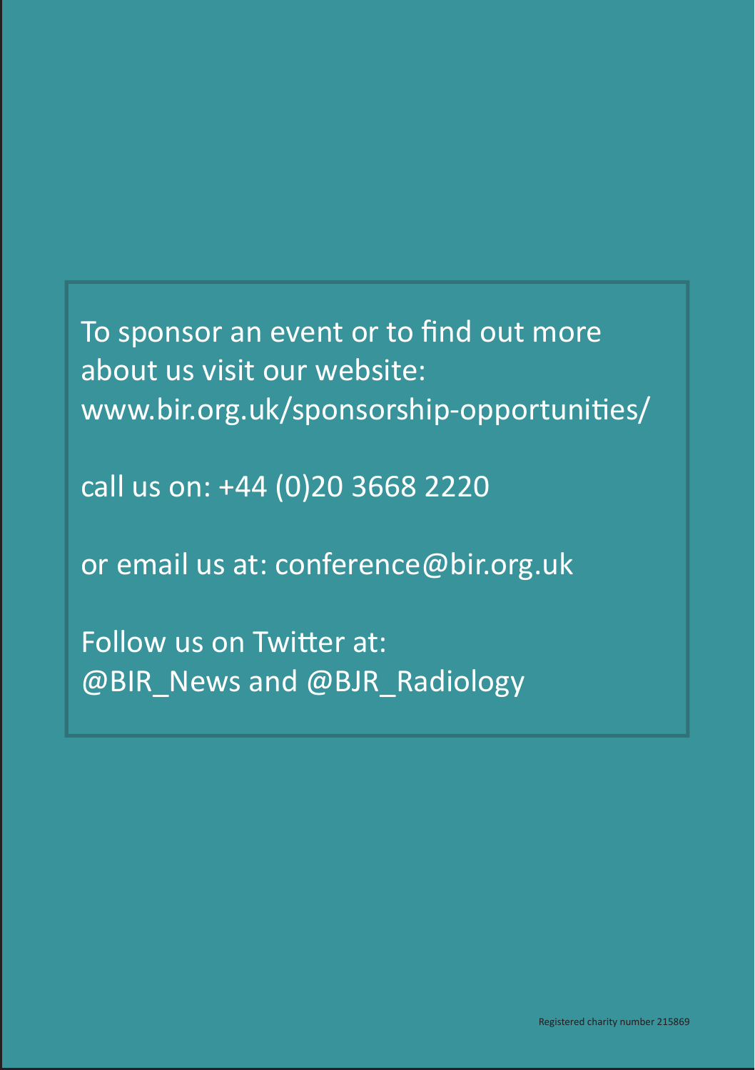To sponsor an event or to find out more about us visit our website:
www.bir.org.uk/sponsorship-opportunities/

call us on: +44 (0)20 3668 2220

or email us at: conference@bir.org.uk

Follow us on Twitter at:
@BIR_News and @BJR_Radiology

Registered charity number 215869